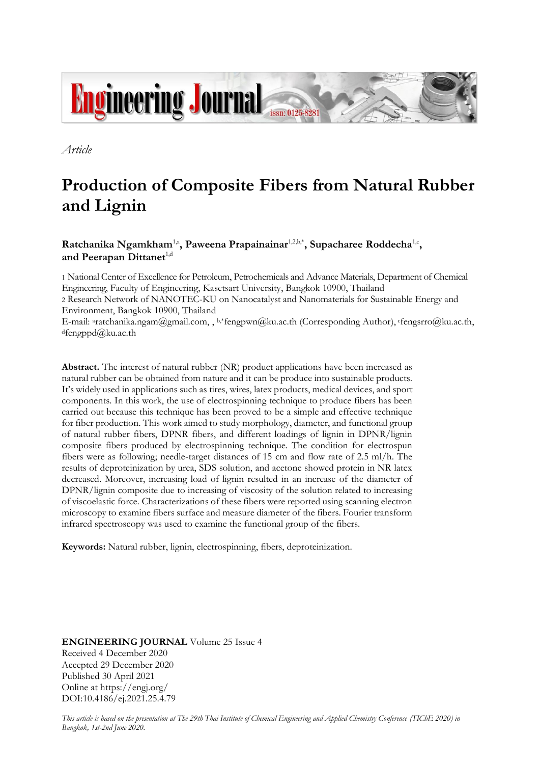*Article*

# Production of Composite Fibers from Natural Rubber and Lignin

**Ratchanika Ngamkham**[1,a], **Paweena Prapainainar**[1,2,b,*], **Supacharee Roddecha**[1,c], **and Peerapan Dittanet**[1,d]

1 National Center of Excellence for Petroleum, Petrochemicals and Advance Materials, Department of Chemical Engineering, Faculty of Engineering, Kasetsart University, Bangkok 10900, Thailand
2 Research Network of NANOTEC-KU on Nanocatalyst and Nanomaterials for Sustainable Energy and Environment, Bangkok 10900, Thailand
E-mail: [a]ratchanika.ngam@gmail.com, , [b,*]fengpwn@ku.ac.th (Corresponding Author), [c]fengsrro@ku.ac.th, [d]fengppd@ku.ac.th

**Abstract.** The interest of natural rubber (NR) product applications have been increased as natural rubber can be obtained from nature and it can be produce into sustainable products. It's widely used in applications such as tires, wires, latex products, medical devices, and sport components. In this work, the use of electrospinning technique to produce fibers has been carried out because this technique has been proved to be a simple and effective technique for fiber production. This work aimed to study morphology, diameter, and functional group of natural rubber fibers, DPNR fibers, and different loadings of lignin in DPNR/lignin composite fibers produced by electrospinning technique. The condition for electrospun fibers were as following; needle-target distances of 15 cm and flow rate of 2.5 ml/h. The results of deproteinization by urea, SDS solution, and acetone showed protein in NR latex decreased. Moreover, increasing load of lignin resulted in an increase of the diameter of DPNR/lignin composite due to increasing of viscosity of the solution related to increasing of viscoelastic force. Characterizations of these fibers were reported using scanning electron microscopy to examine fibers surface and measure diameter of the fibers. Fourier transform infrared spectroscopy was used to examine the functional group of the fibers.

**Keywords:** Natural rubber, lignin, electrospinning, fibers, deproteinization.

**ENGINEERING JOURNAL** Volume 25 Issue 4
Received 4 December 2020
Accepted 29 December 2020
Published 30 April 2021
Online at https://engj.org/
DOI:10.4186/ej.2021.25.4.79

*This article is based on the presentation at The 29th Thai Institute of Chemical Engineering and Applied Chemistry Conference (TIChE 2020) in Bangkok, 1st-2nd June 2020.*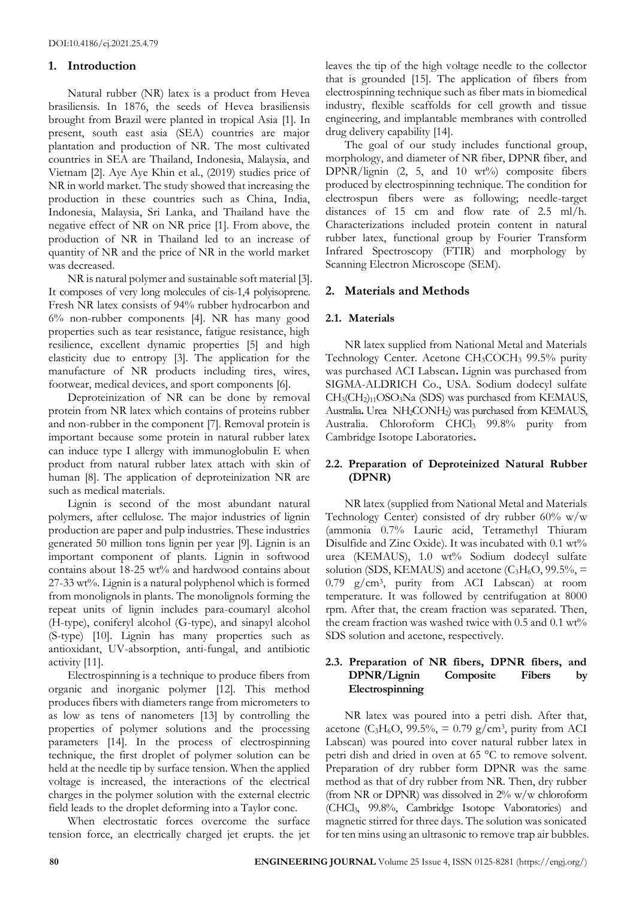DOI:10.4186/ej.2021.25.4.79

## 1. Introduction

Natural rubber (NR) latex is a product from Hevea brasiliensis. In 1876, the seeds of Hevea brasiliensis brought from Brazil were planted in tropical Asia [1]. In present, south east asia (SEA) countries are major plantation and production of NR. The most cultivated countries in SEA are Thailand, Indonesia, Malaysia, and Vietnam [2]. Aye Aye Khin et al., (2019) studies price of NR in world market. The study showed that increasing the production in these countries such as China, India, Indonesia, Malaysia, Sri Lanka, and Thailand have the negative effect of NR on NR price [1]. From above, the production of NR in Thailand led to an increase of quantity of NR and the price of NR in the world market was decreased.

NR is natural polymer and sustainable soft material [3]. It composes of very long molecules of cis-1,4 polyisoprene. Fresh NR latex consists of 94% rubber hydrocarbon and 6% non-rubber components [4]. NR has many good properties such as tear resistance, fatigue resistance, high resilience, excellent dynamic properties [5] and high elasticity due to entropy [3]. The application for the manufacture of NR products including tires, wires, footwear, medical devices, and sport components [6].

Deproteinization of NR can be done by removal protein from NR latex which contains of proteins rubber and non-rubber in the component [7]. Removal protein is important because some protein in natural rubber latex can induce type I allergy with immunoglobulin E when product from natural rubber latex attach with skin of human [8]. The application of deproteinization NR are such as medical materials.

Lignin is second of the most abundant natural polymers, after cellulose. The major industries of lignin production are paper and pulp industries. These industries generated 50 million tons lignin per year [9]. Lignin is an important component of plants. Lignin in softwood contains about 18-25 wt% and hardwood contains about 27-33 wt%. Lignin is a natural polyphenol which is formed from monolignols in plants. The monolignols forming the repeat units of lignin includes para-coumaryl alcohol (H-type), coniferyl alcohol (G-type), and sinapyl alcohol (S-type) [10]. Lignin has many properties such as antioxidant, UV-absorption, anti-fungal, and antibiotic activity [11].

Electrospinning is a technique to produce fibers from organic and inorganic polymer [12]. This method produces fibers with diameters range from micrometers to as low as tens of nanometers [13] by controlling the properties of polymer solutions and the processing parameters [14]. In the process of electrospinning technique, the first droplet of polymer solution can be held at the needle tip by surface tension. When the applied voltage is increased, the interactions of the electrical charges in the polymer solution with the external electric field leads to the droplet deforming into a Taylor cone.

When electrostatic forces overcome the surface tension force, an electrically charged jet erupts. the jet leaves the tip of the high voltage needle to the collector that is grounded [15]. The application of fibers from electrospinning technique such as fiber mats in biomedical industry, flexible scaffolds for cell growth and tissue engineering, and implantable membranes with controlled drug delivery capability [14].

The goal of our study includes functional group, morphology, and diameter of NR fiber, DPNR fiber, and DPNR/lignin (2, 5, and 10 wt%) composite fibers produced by electrospinning technique. The condition for electrospun fibers were as following; needle-target distances of 15 cm and flow rate of 2.5 ml/h. Characterizations included protein content in natural rubber latex, functional group by Fourier Transform Infrared Spectroscopy (FTIR) and morphology by Scanning Electron Microscope (SEM).

## 2. Materials and Methods

### 2.1. Materials

NR latex supplied from National Metal and Materials Technology Center. Acetone $CH_3COCH_3$ 99.5% purity was purchased ACI Labscan. Lignin was purchased from SIGMA-ALDRICH Co., USA. Sodium dodecyl sulfate $CH_3(CH_2)_{11}OSO_3Na$ (SDS) was purchased from KEMAUS, Australia. Urea $NH_2CONH_2$) was purchased from KEMAUS, Australia. Chloroform $CHCl_3$ 99.8% purity from Cambridge Isotope Laboratories.

### 2.2. Preparation of Deproteinized Natural Rubber (DPNR)

NR latex (supplied from National Metal and Materials Technology Center) consisted of dry rubber 60% w/w (ammonia 0.7% Lauric acid, Tetramethyl Thiuram Disulfide and Zinc Oxide). It was incubated with 0.1 wt% urea (KEMAUS), 1.0 wt% Sodium dodecyl sulfate solution (SDS, KEMAUS) and acetone ($C_3H_6O$, 99.5%, = 0.79 g/cm$^3$, purity from ACI Labscan) at room temperature. It was followed by centrifugation at 8000 rpm. After that, the cream fraction was separated. Then, the cream fraction was washed twice with 0.5 and 0.1 wt% SDS solution and acetone, respectively.

### 2.3. Preparation of NR fibers, DPNR fibers, and DPNR/Lignin Composite Fibers by Electrospinning

NR latex was poured into a petri dish. After that, acetone ($C_3H_6O$, 99.5%, = 0.79 g/cm$^3$, purity from ACI Labscan) was poured into cover natural rubber latex in petri dish and dried in oven at 65 °C to remove solvent. Preparation of dry rubber form DPNR was the same method as that of dry rubber from NR. Then, dry rubber (from NR or DPNR) was dissolved in 2% w/w chloroform ($CHCl_3$, 99.8%, Cambridge Isotope Vaboratories) and magnetic stirred for three days. The solution was sonicated for ten mins using an ultrasonic to remove trap air bubbles.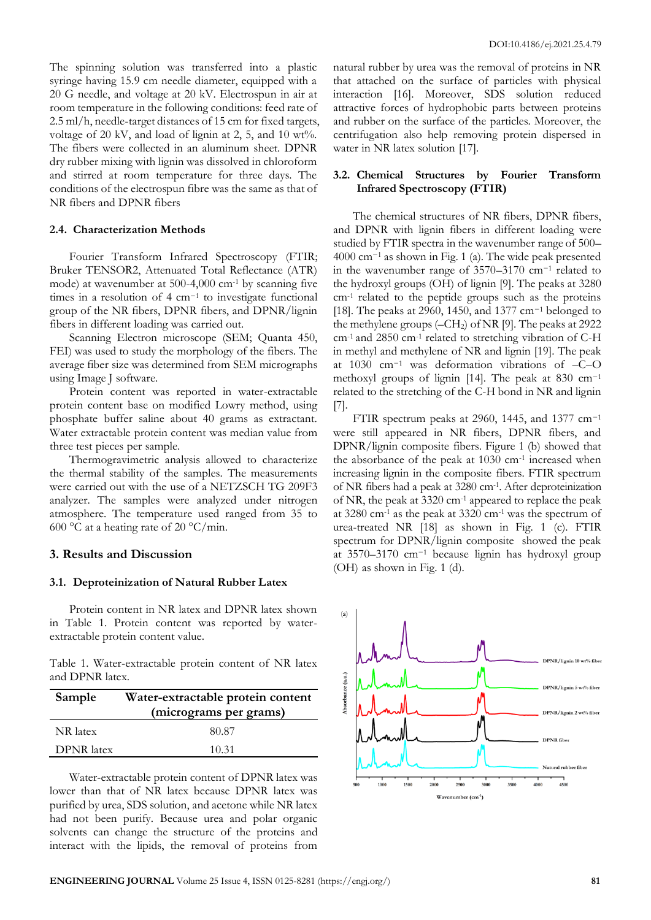The spinning solution was transferred into a plastic syringe having 15.9 cm needle diameter, equipped with a 20 G needle, and voltage at 20 kV. Electrospun in air at room temperature in the following conditions: feed rate of 2.5 ml/h, needle-target distances of 15 cm for fixed targets, voltage of 20 kV, and load of lignin at 2, 5, and 10 wt%. The fibers were collected in an aluminum sheet. DPNR dry rubber mixing with lignin was dissolved in chloroform and stirred at room temperature for three days. The conditions of the electrospun fibre was the same as that of NR fibers and DPNR fibers

### 2.4. Characterization Methods

Fourier Transform Infrared Spectroscopy (FTIR; Bruker TENSOR2, Attenuated Total Reflectance (ATR) mode) at wavenumber at 500-4,000 $cm^{-1}$ by scanning five times in a resolution of 4 $cm^{-1}$ to investigate functional group of the NR fibers, DPNR fibers, and DPNR/lignin fibers in different loading was carried out.

Scanning Electron microscope (SEM; Quanta 450, FEI) was used to study the morphology of the fibers. The average fiber size was determined from SEM micrographs using Image J software.

Protein content was reported in water-extractable protein content base on modified Lowry method, using phosphate buffer saline about 40 grams as extractant. Water extractable protein content was median value from three test pieces per sample.

Thermogravimetric analysis allowed to characterize the thermal stability of the samples. The measurements were carried out with the use of a NETZSCH TG 209F3 analyzer. The samples were analyzed under nitrogen atmosphere. The temperature used ranged from 35 to 600 °C at a heating rate of 20 °C/min.

## 3. Results and Discussion

### 3.1. Deproteinization of Natural Rubber Latex

Protein content in NR latex and DPNR latex shown in Table 1. Protein content was reported by water-extractable protein content value.

Table 1. Water-extractable protein content of NR latex and DPNR latex.

| Sample | Water-extractable protein content (micrograms per grams) |
|---|---|
| NR latex | 80.87 |
| DPNR latex | 10.31 |

Water-extractable protein content of DPNR latex was lower than that of NR latex because DPNR latex was purified by urea, SDS solution, and acetone while NR latex had not been purify. Because urea and polar organic solvents can change the structure of the proteins and interact with the lipids, the removal of proteins from natural rubber by urea was the removal of proteins in NR that attached on the surface of particles with physical interaction [16]. Moreover, SDS solution reduced attractive forces of hydrophobic parts between proteins and rubber on the surface of the particles. Moreover, the centrifugation also help removing protein dispersed in water in NR latex solution [17].

### 3.2. Chemical Structures by Fourier Transform Infrared Spectroscopy (FTIR)

The chemical structures of NR fibers, DPNR fibers, and DPNR with lignin fibers in different loading were studied by FTIR spectra in the wavenumber range of 500–4000 $cm^{-1}$ as shown in Fig. 1 (a). The wide peak presented in the wavenumber range of 3570–3170 $cm^{-1}$ related to the hydroxyl groups (OH) of lignin [9]. The peaks at 3280 $cm^{-1}$ related to the peptide groups such as the proteins [18]. The peaks at 2960, 1450, and 1377 $cm^{-1}$ belonged to the methylene groups ($-CH_2$) of NR [9]. The peaks at 2922 $cm^{-1}$ and 2850 $cm^{-1}$ related to stretching vibration of C-H in methyl and methylene of NR and lignin [19]. The peak at 1030 $cm^{-1}$ was deformation vibrations of –C–O methoxyl groups of lignin [14]. The peak at 830 $cm^{-1}$ related to the stretching of the C-H bond in NR and lignin [7].

FTIR spectrum peaks at 2960, 1445, and 1377 $cm^{-1}$ were still appeared in NR fibers, DPNR fibers, and DPNR/lignin composite fibers. Figure 1 (b) showed that the absorbance of the peak at 1030 $cm^{-1}$ increased when increasing lignin in the composite fibers. FTIR spectrum of NR fibers had a peak at 3280 $cm^{-1}$. After deproteinization of NR, the peak at 3320 $cm^{-1}$ appeared to replace the peak at 3280 $cm^{-1}$ as the peak at 3320 $cm^{-1}$ was the spectrum of urea-treated NR [18] as shown in Fig. 1 (c). FTIR spectrum for DPNR/lignin composite showed the peak at 3570–3170 $cm^{-1}$ because lignin has hydroxyl group (OH) as shown in Fig. 1 (d).

(a)

DPNR/lignin 10 wt% fiber

DPNR/lignin 5 wt% fiber

DPNR/lignin 2 wt% fiber

DPNR fiber

Natural rubber fiber

Absorbance (a.u.)

Wavenumber ($cm^{-1}$)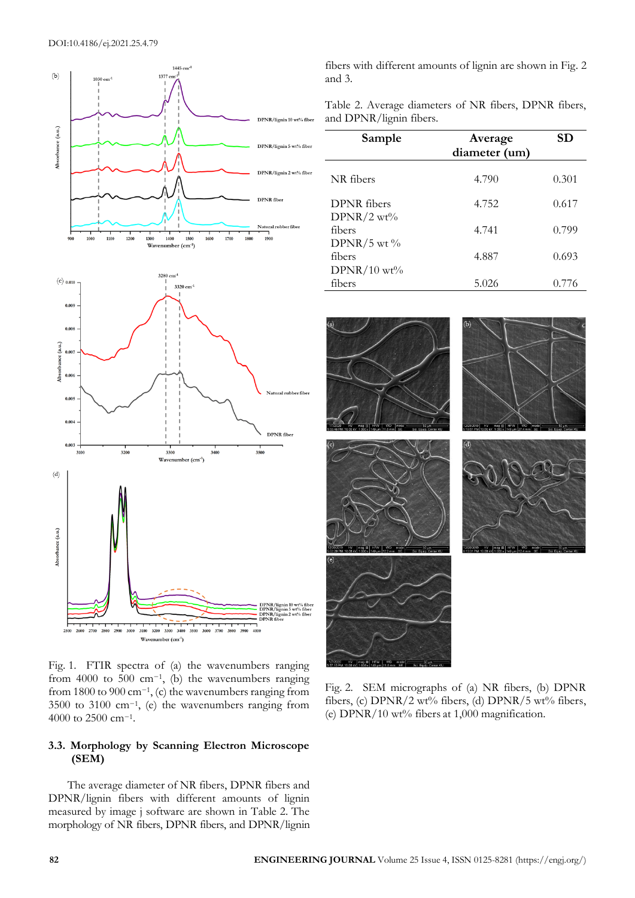Fig. 1. FTIR spectra of (a) the wavenumbers ranging from 4000 to 500 cm$^{-1}$, (b) the wavenumbers ranging from 1800 to 900 cm$^{-1}$, (c) the wavenumbers ranging from 3500 to 3100 cm$^{-1}$, (e) the wavenumbers ranging from 4000 to 2500 cm$^{-1}$.

### 3.3. Morphology by Scanning Electron Microscope (SEM)

The average diameter of NR fibers, DPNR fibers and DPNR/lignin fibers with different amounts of lignin measured by image j software are shown in Table 2. The morphology of NR fibers, DPNR fibers, and DPNR/lignin fibers with different amounts of lignin are shown in Fig. 2 and 3.

Table 2. Average diameters of NR fibers, DPNR fibers, and DPNR/lignin fibers.

| Sample | Average diameter (um) | SD |
|---|---|---|
| NR fibers | 4.790 | 0.301 |
| DPNR fibers | 4.752 | 0.617 |
| DPNR/2 wt% fibers | 4.741 | 0.799 |
| DPNR/5 wt % fibers | 4.887 | 0.693 |
| DPNR/10 wt% fibers | 5.026 | 0.776 |

Fig. 2. SEM micrographs of (a) NR fibers, (b) DPNR fibers, (c) DPNR/2 wt% fibers, (d) DPNR/5 wt% fibers, (e) DPNR/10 wt% fibers at 1,000 magnification.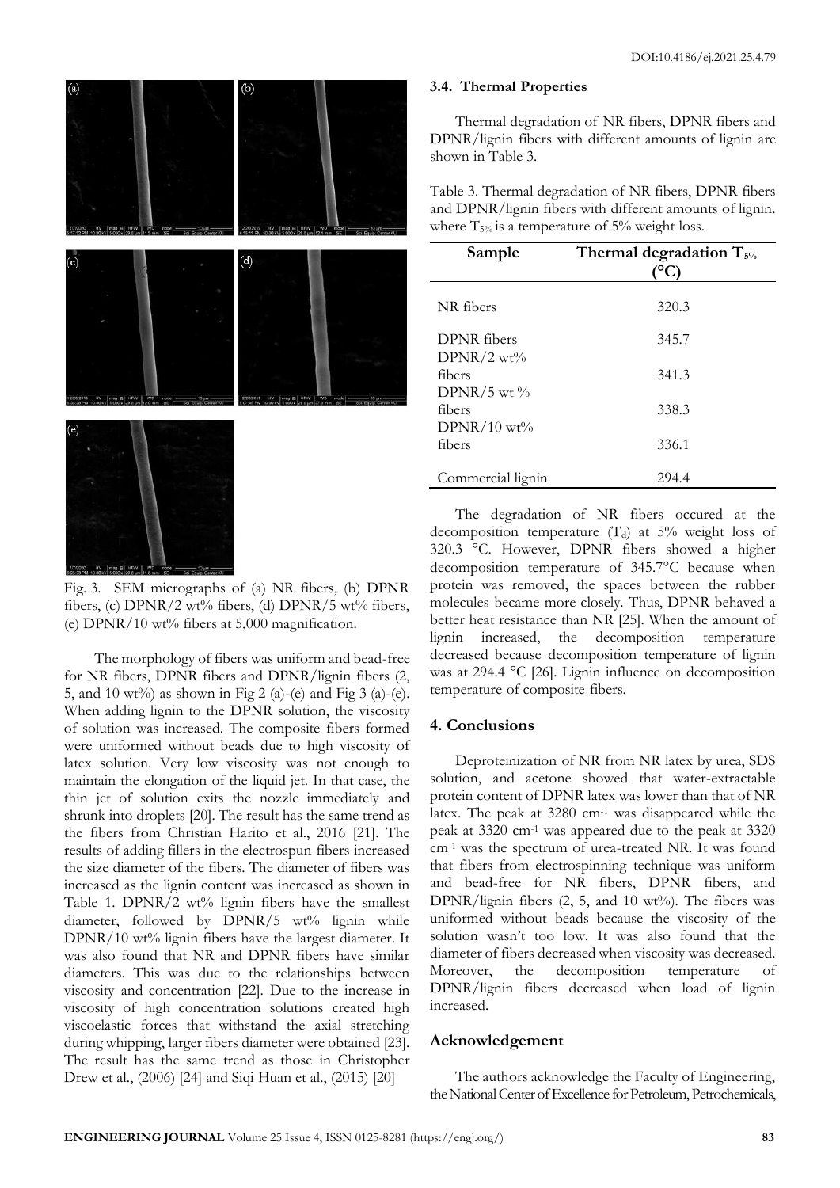Fig. 3. SEM micrographs of (a) NR fibers, (b) DPNR fibers, (c) DPNR/2 wt% fibers, (d) DPNR/5 wt% fibers, (e) DPNR/10 wt% fibers at 5,000 magnification.

The morphology of fibers was uniform and bead-free for NR fibers, DPNR fibers and DPNR/lignin fibers (2, 5, and 10 wt%) as shown in Fig 2 (a)-(e) and Fig 3 (a)-(e). When adding lignin to the DPNR solution, the viscosity of solution was increased. The composite fibers formed were uniformed without beads due to high viscosity of latex solution. Very low viscosity was not enough to maintain the elongation of the liquid jet. In that case, the thin jet of solution exits the nozzle immediately and shrunk into droplets [20]. The result has the same trend as the fibers from Christian Harito et al., 2016 [21]. The results of adding fillers in the electrospun fibers increased the size diameter of the fibers. The diameter of fibers was increased as the lignin content was increased as shown in Table 1. DPNR/2 wt% lignin fibers have the smallest diameter, followed by DPNR/5 wt% lignin while DPNR/10 wt% lignin fibers have the largest diameter. It was also found that NR and DPNR fibers have similar diameters. This was due to the relationships between viscosity and concentration [22]. Due to the increase in viscosity of high concentration solutions created high viscoelastic forces that withstand the axial stretching during whipping, larger fibers diameter were obtained [23]. The result has the same trend as those in Christopher Drew et al., (2006) [24] and Siqi Huan et al., (2015) [20]

### 3.4. Thermal Properties

Thermal degradation of NR fibers, DPNR fibers and DPNR/lignin fibers with different amounts of lignin are shown in Table 3.

Table 3. Thermal degradation of NR fibers, DPNR fibers and DPNR/lignin fibers with different amounts of lignin. where $T_{5\%}$ is a temperature of 5% weight loss.

| Sample | Thermal degradation $T_{5\%}$ (°C) |
|---|---|
| NR fibers | 320.3 |
| DPNR fibers | 345.7 |
| DPNR/2 wt% fibers | 341.3 |
| DPNR/5 wt % fibers | 338.3 |
| DPNR/10 wt% fibers | 336.1 |
| Commercial lignin | 294.4 |

The degradation of NR fibers occured at the decomposition temperature ($T_d$) at 5% weight loss of 320.3 °C. However, DPNR fibers showed a higher decomposition temperature of 345.7°C because when protein was removed, the spaces between the rubber molecules became more closely. Thus, DPNR behaved a better heat resistance than NR [25]. When the amount of lignin increased, the decomposition temperature decreased because decomposition temperature of lignin was at 294.4 °C [26]. Lignin influence on decomposition temperature of composite fibers.

## 4. Conclusions

Deproteinization of NR from NR latex by urea, SDS solution, and acetone showed that water-extractable protein content of DPNR latex was lower than that of NR latex. The peak at 3280 cm$^{-1}$ was disappeared while the peak at 3320 cm$^{-1}$ was appeared due to the peak at 3320 cm$^{-1}$ was the spectrum of urea-treated NR. It was found that fibers from electrospinning technique was uniform and bead-free for NR fibers, DPNR fibers, and DPNR/lignin fibers (2, 5, and 10 wt%). The fibers was uniformed without beads because the viscosity of the solution wasn't too low. It was also found that the diameter of fibers decreased when viscosity was decreased. Moreover, the decomposition temperature of DPNR/lignin fibers decreased when load of lignin increased.

## Acknowledgement

The authors acknowledge the Faculty of Engineering, the National Center of Excellence for Petroleum, Petrochemicals,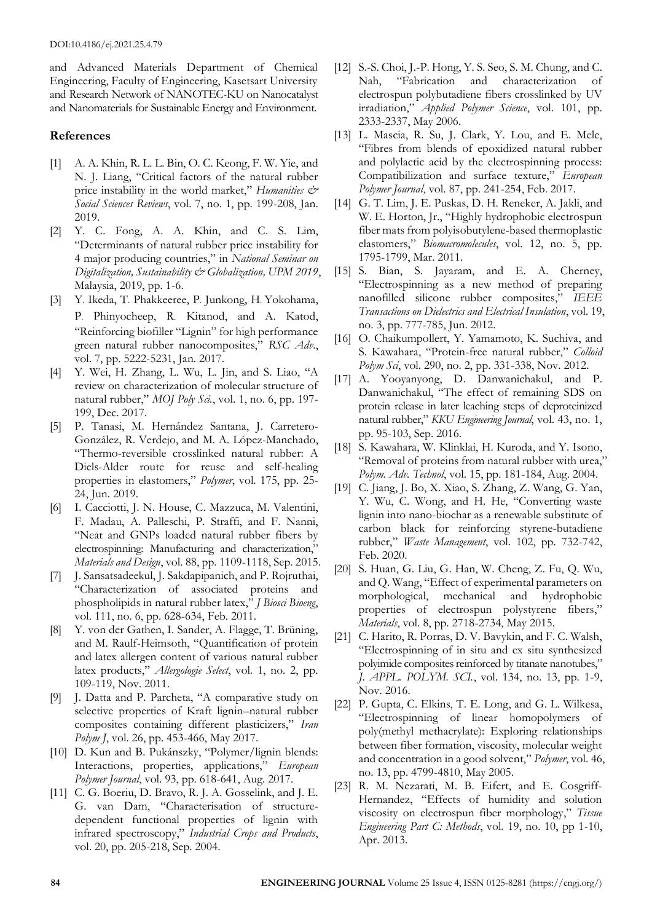and Advanced Materials Department of Chemical Engineering, Faculty of Engineering, Kasetsart University and Research Network of NANOTEC-KU on Nanocatalyst and Nanomaterials for Sustainable Energy and Environment.

## References

[1] A. A. Khin, R. L. L. Bin, O. C. Keong, F. W. Yie, and N. J. Liang, "Critical factors of the natural rubber price instability in the world market," *Humanities & Social Sciences Reviews*, vol. 7, no. 1, pp. 199-208, Jan. 2019.

[2] Y. C. Fong, A. A. Khin, and C. S. Lim, "Determinants of natural rubber price instability for 4 major producing countries," in *National Seminar on Digitalization, Sustainability & Globalization, UPM 2019*, Malaysia, 2019, pp. 1-6.

[3] Y. Ikeda, T. Phakkeeree, P. Junkong, H. Yokohama, P. Phinyocheep, R. Kitanod, and A. Katod, "Reinforcing biofiller "Lignin" for high performance green natural rubber nanocomposites," *RSC Adv.*, vol. 7, pp. 5222-5231, Jan. 2017.

[4] Y. Wei, H. Zhang, L. Wu, L. Jin, and S. Liao, "A review on characterization of molecular structure of natural rubber," *MOJ Poly Sci.*, vol. 1, no. 6, pp. 197-199, Dec. 2017.

[5] P. Tanasi, M. Hernández Santana, J. Carretero-González, R. Verdejo, and M. A. López-Manchado, "Thermo-reversible crosslinked natural rubber: A Diels-Alder route for reuse and self-healing properties in elastomers," *Polymer*, vol. 175, pp. 25-24, Jun. 2019.

[6] I. Cacciotti, J. N. House, C. Mazzuca, M. Valentini, F. Madau, A. Palleschi, P. Straffi, and F. Nanni, "Neat and GNPs loaded natural rubber fibers by electrospinning: Manufacturing and characterization," *Materials and Design*, vol. 88, pp. 1109-1118, Sep. 2015.

[7] J. Sansatsadeekul, J. Sakdapipanich, and P. Rojruthai, "Characterization of associated proteins and phospholipids in natural rubber latex," *J Biosci Bioeng*, vol. 111, no. 6, pp. 628-634, Feb. 2011.

[8] Y. von der Gathen, I. Sander, A. Flagge, T. Brüning, and M. Raulf-Heimsoth, "Quantification of protein and latex allergen content of various natural rubber latex products," *Allergologie Select*, vol. 1, no. 2, pp. 109-119, Nov. 2011.

[9] J. Datta and P. Parcheta, "A comparative study on selective properties of Kraft lignin–natural rubber composites containing different plasticizers," *Iran Polym J*, vol. 26, pp. 453-466, May 2017.

[10] D. Kun and B. Pukánszky, "Polymer/lignin blends: Interactions, properties, applications," *European Polymer Journal*, vol. 93, pp. 618-641, Aug. 2017.

[11] C. G. Boeriu, D. Bravo, R. J. A. Gosselink, and J. E. G. van Dam, "Characterisation of structure-dependent functional properties of lignin with infrared spectroscopy," *Industrial Crops and Products*, vol. 20, pp. 205-218, Sep. 2004.

[12] S.-S. Choi, J.-P. Hong, Y. S. Seo, S. M. Chung, and C. Nah, "Fabrication and characterization of electrospun polybutadiene fibers crosslinked by UV irradiation," *Applied Polymer Science*, vol. 101, pp. 2333-2337, May 2006.

[13] L. Mascia, R. Su, J. Clark, Y. Lou, and E. Mele, "Fibres from blends of epoxidized natural rubber and polylactic acid by the electrospinning process: Compatibilization and surface texture," *European Polymer Journal*, vol. 87, pp. 241-254, Feb. 2017.

[14] G. T. Lim, J. E. Puskas, D. H. Reneker, A. Jakli, and W. E. Horton, Jr., "Highly hydrophobic electrospun fiber mats from polyisobutylene-based thermoplastic elastomers," *Biomacromolecules*, vol. 12, no. 5, pp. 1795-1799, Mar. 2011.

[15] S. Bian, S. Jayaram, and E. A. Cherney, "Electrospinning as a new method of preparing nanofilled silicone rubber composites," *IEEE Transactions on Dielectrics and Electrical Insulation*, vol. 19, no. 3, pp. 777-785, Jun. 2012.

[16] O. Chaikumpollert, Y. Yamamoto, K. Suchiva, and S. Kawahara, "Protein-free natural rubber," *Colloid Polym Sci*, vol. 290, no. 2, pp. 331-338, Nov. 2012.

[17] A. Yooyanyong, D. Danwanichakul, and P. Danwanichakul, "The effect of remaining SDS on protein release in later leaching steps of deproteinized natural rubber," *KKU Engineering Journal*, vol. 43, no. 1, pp. 95-103, Sep. 2016.

[18] S. Kawahara, W. Klinklai, H. Kuroda, and Y. Isono, "Removal of proteins from natural rubber with urea," *Polym. Adv. Technol*, vol. 15, pp. 181-184, Aug. 2004.

[19] C. Jiang, J. Bo, X. Xiao, S. Zhang, Z. Wang, G. Yan, Y. Wu, C. Wong, and H. He, "Converting waste lignin into nano-biochar as a renewable substitute of carbon black for reinforcing styrene-butadiene rubber," *Waste Management*, vol. 102, pp. 732-742, Feb. 2020.

[20] S. Huan, G. Liu, G. Han, W. Cheng, Z. Fu, Q. Wu, and Q. Wang, "Effect of experimental parameters on morphological, mechanical and hydrophobic properties of electrospun polystyrene fibers," *Materials*, vol. 8, pp. 2718-2734, May 2015.

[21] C. Harito, R. Porras, D. V. Bavykin, and F. C. Walsh, "Electrospinning of in situ and ex situ synthesized polyimide composites reinforced by titanate nanotubes," *J. APPL. POLYM. SCI.*, vol. 134, no. 13, pp. 1-9, Nov. 2016.

[22] P. Gupta, C. Elkins, T. E. Long, and G. L. Wilkesa, "Electrospinning of linear homopolymers of poly(methyl methacrylate): Exploring relationships between fiber formation, viscosity, molecular weight and concentration in a good solvent," *Polymer*, vol. 46, no. 13, pp. 4799-4810, May 2005.

[23] R. M. Nezarati, M. B. Eifert, and E. Cosgriff-Hernandez, "Effects of humidity and solution viscosity on electrospun fiber morphology," *Tissue Engineering Part C: Methods*, vol. 19, no. 10, pp 1-10, Apr. 2013.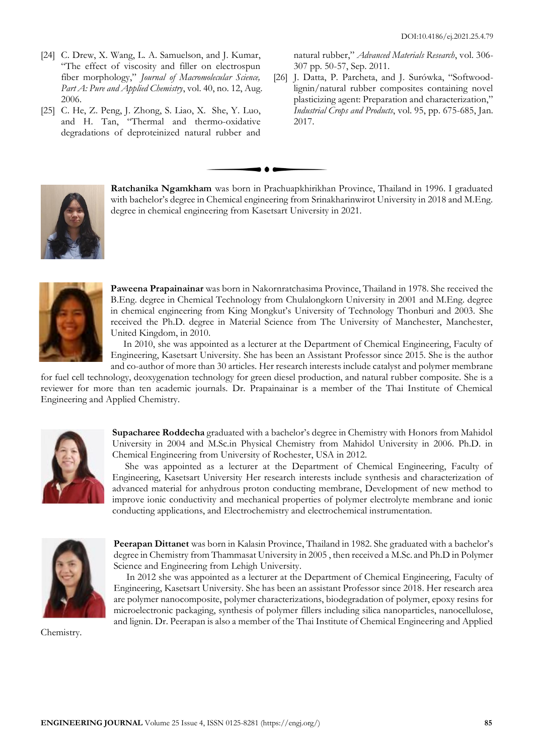[24] C. Drew, X. Wang, L. A. Samuelson, and J. Kumar, "The effect of viscosity and filler on electrospun fiber morphology," *Journal of Macromolecular Science, Part A: Pure and Applied Chemistry*, vol. 40, no. 12, Aug. 2006.

[25] C. He, Z. Peng, J. Zhong, S. Liao, X. She, Y. Luo, and H. Tan, "Thermal and thermo-oxidative degradations of deproteinized natural rubber and natural rubber," *Advanced Materials Research*, vol. 306-307 pp. 50-57, Sep. 2011.

[26] J. Datta, P. Parcheta, and J. Surówka, "Softwood-lignin/natural rubber composites containing novel plasticizing agent: Preparation and characterization," *Industrial Crops and Products*, vol. 95, pp. 675-685, Jan. 2017.

---

**Ratchanika Ngamkham** was born in Prachuapkhirikhan Province, Thailand in 1996. I graduated with bachelor's degree in Chemical engineering from Srinakharinwirot University in 2018 and M.Eng. degree in chemical engineering from Kasetsart University in 2021.

**Paweena Prapainainar** was born in Nakornratchasima Province, Thailand in 1978. She received the B.Eng. degree in Chemical Technology from Chulalongkorn University in 2001 and M.Eng. degree in chemical engineering from King Mongkut's University of Technology Thonburi and 2003. She received the Ph.D. degree in Material Science from The University of Manchester, Manchester, United Kingdom, in 2010.

In 2010, she was appointed as a lecturer at the Department of Chemical Engineering, Faculty of Engineering, Kasetsart University. She has been an Assistant Professor since 2015. She is the author and co-author of more than 30 articles. Her research interests include catalyst and polymer membrane for fuel cell technology, deoxygenation technology for green diesel production, and natural rubber composite. She is a reviewer for more than ten academic journals. Dr. Prapainainar is a member of the Thai Institute of Chemical Engineering and Applied Chemistry.

**Supacharee Roddecha** graduated with a bachelor's degree in Chemistry with Honors from Mahidol University in 2004 and M.Sc.in Physical Chemistry from Mahidol University in 2006. Ph.D. in Chemical Engineering from University of Rochester, USA in 2012.

She was appointed as a lecturer at the Department of Chemical Engineering, Faculty of Engineering, Kasetsart University Her research interests include synthesis and characterization of advanced material for anhydrous proton conducting membrane, Development of new method to improve ionic conductivity and mechanical properties of polymer electrolyte membrane and ionic conducting applications, and Electrochemistry and electrochemical instrumentation.

**Peerapan Dittanet** was born in Kalasin Province, Thailand in 1982. She graduated with a bachelor's degree in Chemistry from Thammasat University in 2005 , then received a M.Sc. and Ph.D in Polymer Science and Engineering from Lehigh University.

In 2012 she was appointed as a lecturer at the Department of Chemical Engineering, Faculty of Engineering, Kasetsart University. She has been an assistant Professor since 2018. Her research area are polymer nanocomposite, polymer characterizations, biodegradation of polymer, epoxy resins for microelectronic packaging, synthesis of polymer fillers including silica nanoparticles, nanocellulose, and lignin. Dr. Peerapan is also a member of the Thai Institute of Chemical Engineering and Applied Chemistry.